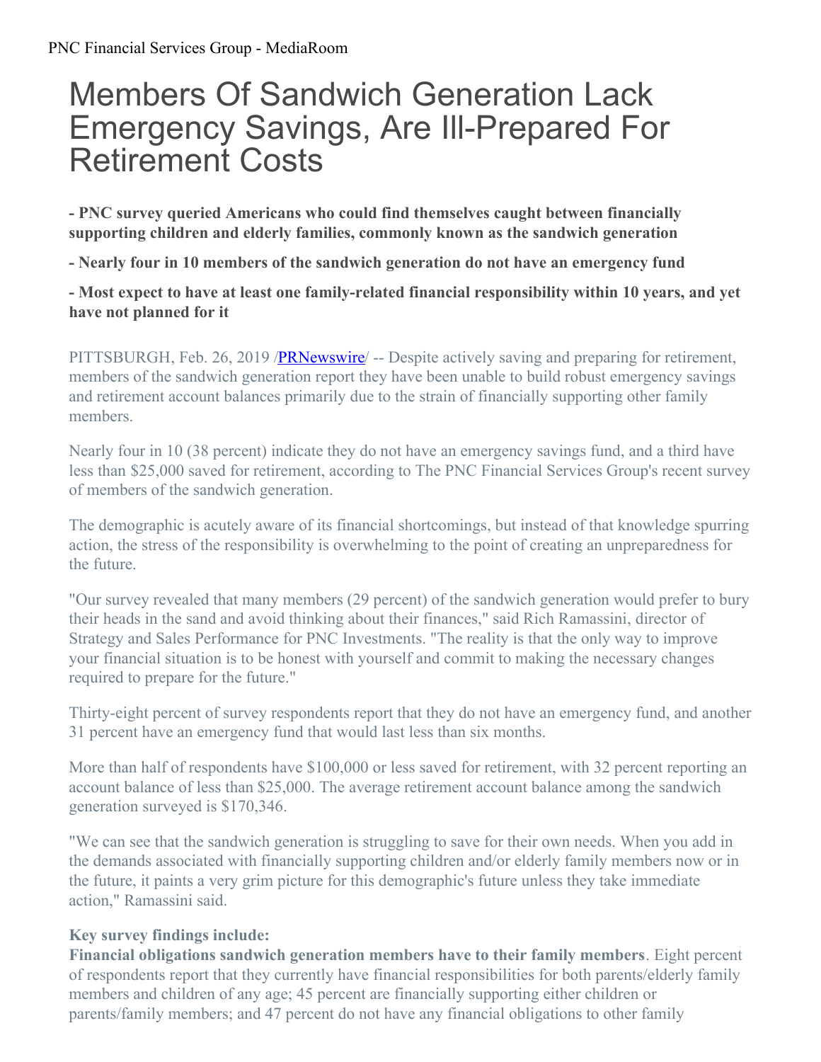# Members Of Sandwich Generation Lack Emergency Savings, Are Ill-Prepared For Retirement Costs

**- PNC survey queried Americans who could find themselves caught between financially supporting children and elderly families, commonly known as the sandwich generation**

**- Nearly four in 10 members of the sandwich generation do not have an emergency fund**

**- Most expect to have at least one family-related financial responsibility within 10 years, and yet have not planned for it**

PITTSBURGH, Feb. 26, 2019 /PRNewswire/ -- Despite actively saving and preparing for retirement, members of the sandwich generation report they have been unable to build robust emergency savings and retirement account balances primarily due to the strain of financially supporting other family members.

Nearly four in 10 (38 percent) indicate they do not have an emergency savings fund, and a third have less than $25,000 saved for retirement, according to The PNC Financial Services Group's recent survey of members of the sandwich generation.

The demographic is acutely aware of its financial shortcomings, but instead of that knowledge spurring action, the stress of the responsibility is overwhelming to the point of creating an unpreparedness for the future.

"Our survey revealed that many members (29 percent) of the sandwich generation would prefer to bury their heads in the sand and avoid thinking about their finances," said Rich Ramassini, director of Strategy and Sales Performance for PNC Investments. "The reality is that the only way to improve your financial situation is to be honest with yourself and commit to making the necessary changes required to prepare for the future."

Thirty-eight percent of survey respondents report that they do not have an emergency fund, and another 31 percent have an emergency fund that would last less than six months.

More than half of respondents have $100,000 or less saved for retirement, with 32 percent reporting an account balance of less than $25,000. The average retirement account balance among the sandwich generation surveyed is $170,346.

"We can see that the sandwich generation is struggling to save for their own needs. When you add in the demands associated with financially supporting children and/or elderly family members now or in the future, it paints a very grim picture for this demographic's future unless they take immediate action," Ramassini said.

**Key survey findings include:**
**Financial obligations sandwich generation members have to their family members**. Eight percent of respondents report that they currently have financial responsibilities for both parents/elderly family members and children of any age; 45 percent are financially supporting either children or parents/family members; and 47 percent do not have any financial obligations to other family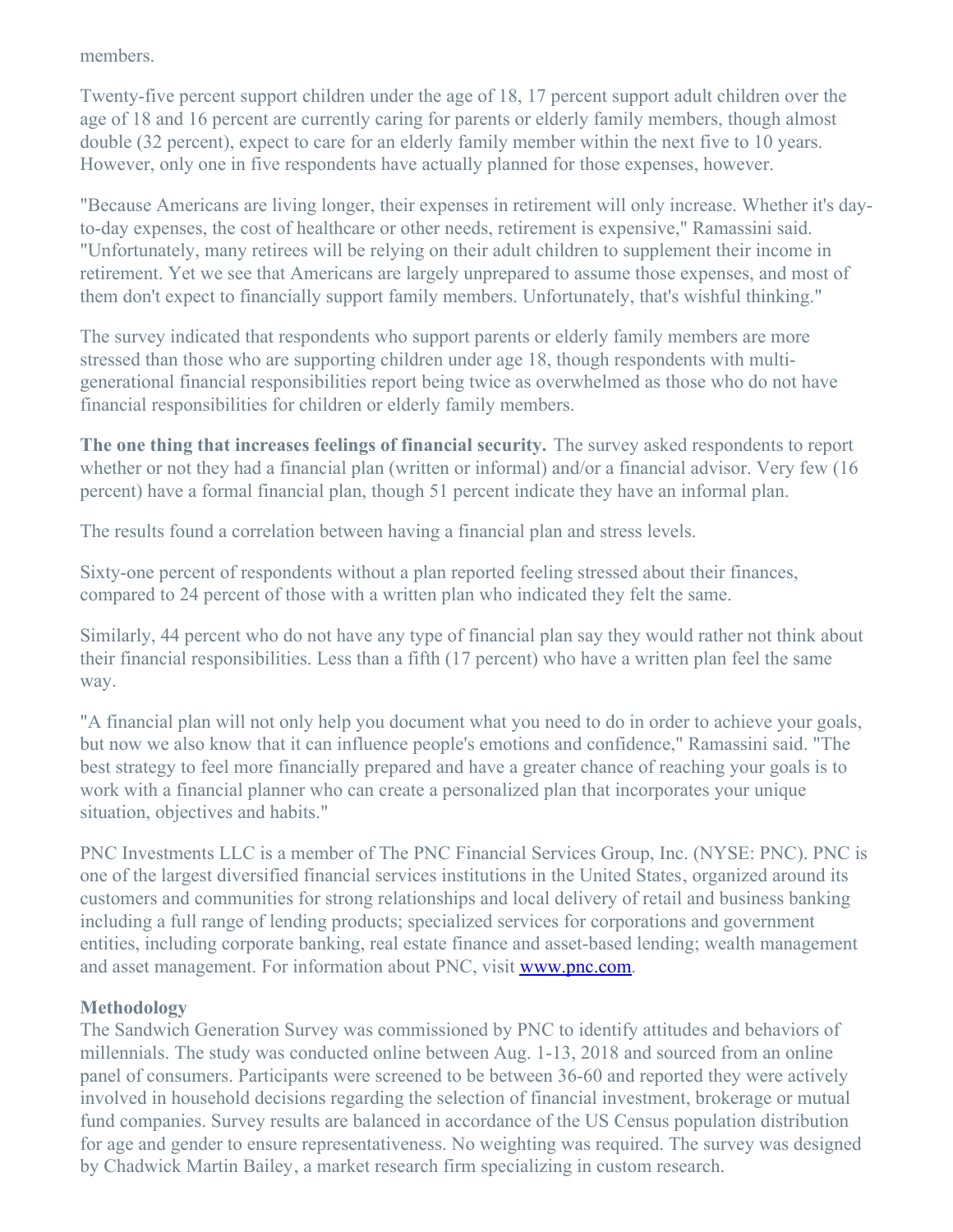members.

Twenty-five percent support children under the age of 18, 17 percent support adult children over the age of 18 and 16 percent are currently caring for parents or elderly family members, though almost double (32 percent), expect to care for an elderly family member within the next five to 10 years. However, only one in five respondents have actually planned for those expenses, however.

"Because Americans are living longer, their expenses in retirement will only increase. Whether it's day-to-day expenses, the cost of healthcare or other needs, retirement is expensive," Ramassini said. "Unfortunately, many retirees will be relying on their adult children to supplement their income in retirement. Yet we see that Americans are largely unprepared to assume those expenses, and most of them don't expect to financially support family members. Unfortunately, that's wishful thinking."

The survey indicated that respondents who support parents or elderly family members are more stressed than those who are supporting children under age 18, though respondents with multi-generational financial responsibilities report being twice as overwhelmed as those who do not have financial responsibilities for children or elderly family members.

**The one thing that increases feelings of financial security.** The survey asked respondents to report whether or not they had a financial plan (written or informal) and/or a financial advisor. Very few (16 percent) have a formal financial plan, though 51 percent indicate they have an informal plan.

The results found a correlation between having a financial plan and stress levels.

Sixty-one percent of respondents without a plan reported feeling stressed about their finances, compared to 24 percent of those with a written plan who indicated they felt the same.

Similarly, 44 percent who do not have any type of financial plan say they would rather not think about their financial responsibilities. Less than a fifth (17 percent) who have a written plan feel the same way.

"A financial plan will not only help you document what you need to do in order to achieve your goals, but now we also know that it can influence people's emotions and confidence," Ramassini said. "The best strategy to feel more financially prepared and have a greater chance of reaching your goals is to work with a financial planner who can create a personalized plan that incorporates your unique situation, objectives and habits."

PNC Investments LLC is a member of The PNC Financial Services Group, Inc. (NYSE: PNC). PNC is one of the largest diversified financial services institutions in the United States, organized around its customers and communities for strong relationships and local delivery of retail and business banking including a full range of lending products; specialized services for corporations and government entities, including corporate banking, real estate finance and asset-based lending; wealth management and asset management. For information about PNC, visit [www.pnc.com](http://www.pnc.com).

**Methodology**
The Sandwich Generation Survey was commissioned by PNC to identify attitudes and behaviors of millennials. The study was conducted online between Aug. 1-13, 2018 and sourced from an online panel of consumers. Participants were screened to be between 36-60 and reported they were actively involved in household decisions regarding the selection of financial investment, brokerage or mutual fund companies. Survey results are balanced in accordance of the US Census population distribution for age and gender to ensure representativeness. No weighting was required. The survey was designed by Chadwick Martin Bailey, a market research firm specializing in custom research.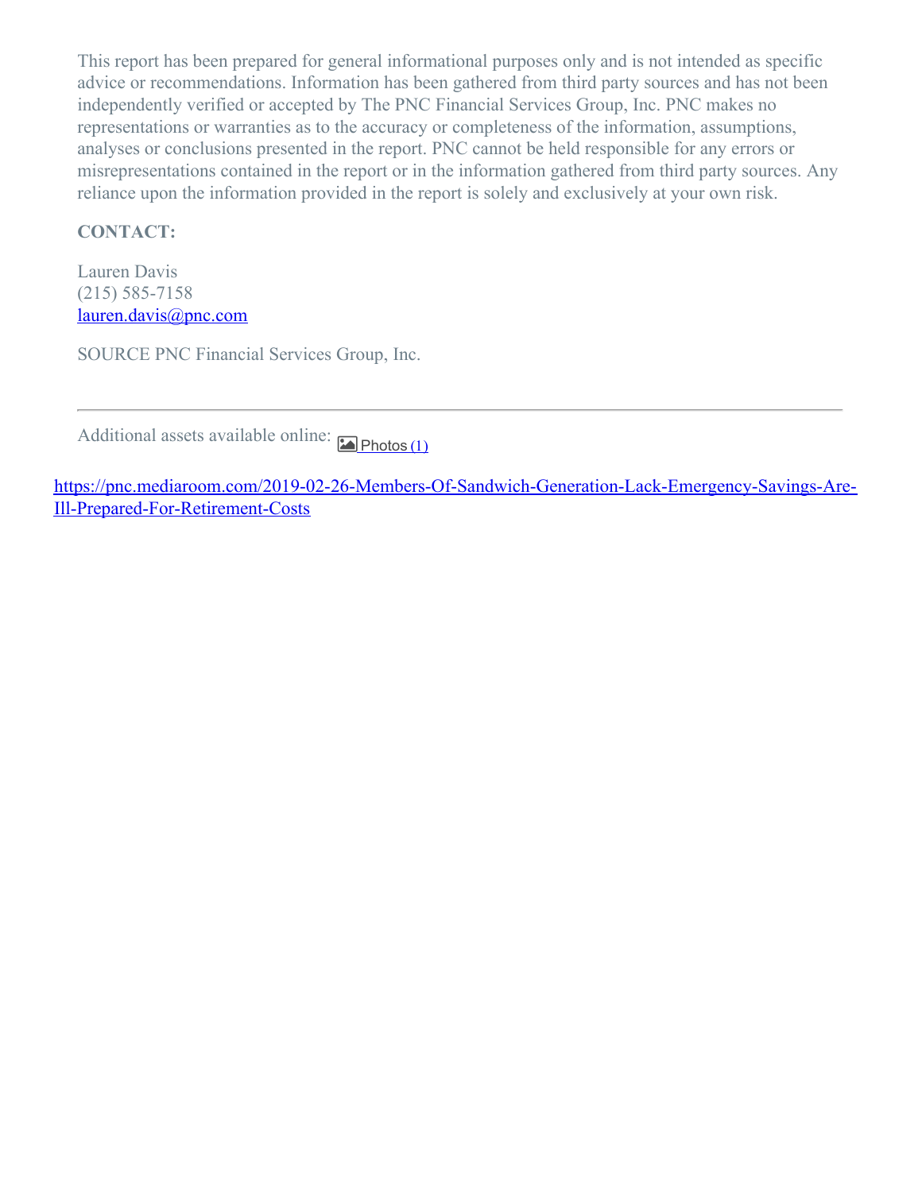This report has been prepared for general informational purposes only and is not intended as specific advice or recommendations. Information has been gathered from third party sources and has not been independently verified or accepted by The PNC Financial Services Group, Inc. PNC makes no representations or warranties as to the accuracy or completeness of the information, assumptions, analyses or conclusions presented in the report. PNC cannot be held responsible for any errors or misrepresentations contained in the report or in the information gathered from third party sources. Any reliance upon the information provided in the report is solely and exclusively at your own risk.

**CONTACT:**

Lauren Davis
(215) 585-7158
lauren.davis@pnc.com

SOURCE PNC Financial Services Group, Inc.

---

Additional assets available online: Photos (1)

https://pnc.mediaroom.com/2019-02-26-Members-Of-Sandwich-Generation-Lack-Emergency-Savings-Are-Ill-Prepared-For-Retirement-Costs